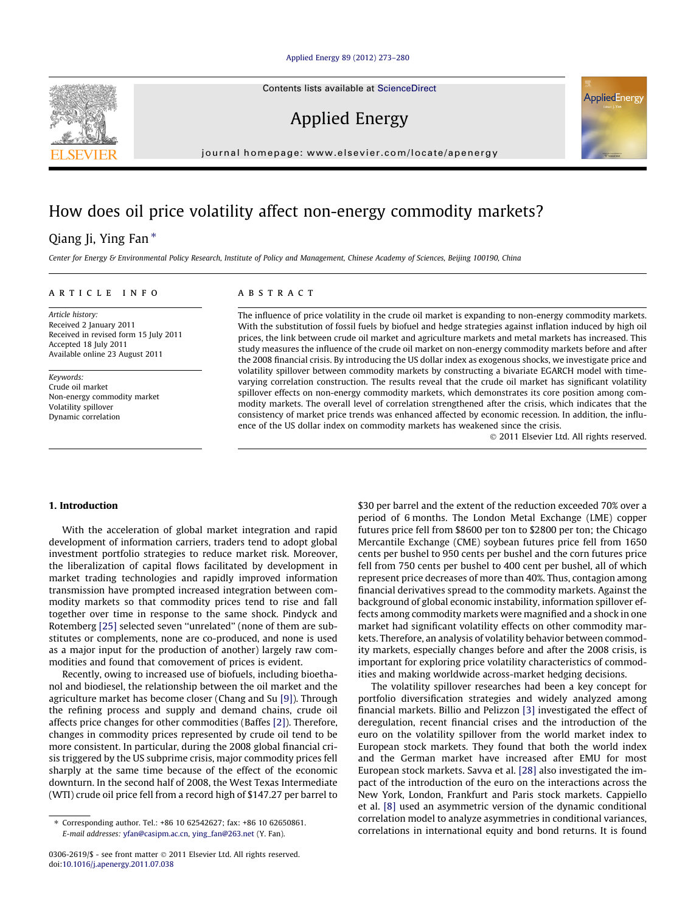# How does oil price volatility affect non-energy commodity markets?

Qiang Ji, Ying Fan *

*Center for Energy & Environmental Policy Research, Institute of Policy and Management, Chinese Academy of Sciences, Beijing 100190, China*

**ARTICLE INFO**

*Article history:*
Received 2 January 2011
Received in revised form 15 July 2011
Accepted 18 July 2011
Available online 23 August 2011

*Keywords:*
Crude oil market
Non-energy commodity market
Volatility spillover
Dynamic correlation

**ABSTRACT**

The influence of price volatility in the crude oil market is expanding to non-energy commodity markets. With the substitution of fossil fuels by biofuel and hedge strategies against inflation induced by high oil prices, the link between crude oil market and agriculture markets and metal markets has increased. This study measures the influence of the crude oil market on non-energy commodity markets before and after the 2008 financial crisis. By introducing the US dollar index as exogenous shocks, we investigate price and volatility spillover between commodity markets by constructing a bivariate EGARCH model with time-varying correlation construction. The results reveal that the crude oil market has significant volatility spillover effects on non-energy commodity markets, which demonstrates its core position among commodity markets. The overall level of correlation strengthened after the crisis, which indicates that the consistency of market price trends was enhanced affected by economic recession. In addition, the influence of the US dollar index on commodity markets has weakened since the crisis.

© 2011 Elsevier Ltd. All rights reserved.

## 1. Introduction

With the acceleration of global market integration and rapid development of information carriers, traders tend to adopt global investment portfolio strategies to reduce market risk. Moreover, the liberalization of capital flows facilitated by development in market trading technologies and rapidly improved information transmission have prompted increased integration between commodity markets so that commodity prices tend to rise and fall together over time in response to the same shock. Pindyck and Rotemberg [25] selected seven "unrelated" (none of them are substitutes or complements, none are co-produced, and none is used as a major input for the production of another) largely raw commodities and found that comovement of prices is evident.

Recently, owing to increased use of biofuels, including bioethanol and biodiesel, the relationship between the oil market and the agriculture market has become closer (Chang and Su [9]). Through the refining process and supply and demand chains, crude oil affects price changes for other commodities (Baffes [2]). Therefore, changes in commodity prices represented by crude oil tend to be more consistent. In particular, during the 2008 global financial crisis triggered by the US subprime crisis, major commodity prices fell sharply at the same time because of the effect of the economic downturn. In the second half of 2008, the West Texas Intermediate (WTI) crude oil price fell from a record high of $147.27 per barrel to $30 per barrel and the extent of the reduction exceeded 70% over a period of 6 months. The London Metal Exchange (LME) copper futures price fell from $8600 per ton to $2800 per ton; the Chicago Mercantile Exchange (CME) soybean futures price fell from 1650 cents per bushel to 950 cents per bushel and the corn futures price fell from 750 cents per bushel to 400 cent per bushel, all of which represent price decreases of more than 40%. Thus, contagion among financial derivatives spread to the commodity markets. Against the background of global economic instability, information spillover effects among commodity markets were magnified and a shock in one market had significant volatility effects on other commodity markets. Therefore, an analysis of volatility behavior between commodity markets, especially changes before and after the 2008 crisis, is important for exploring price volatility characteristics of commodities and making worldwide across-market hedging decisions.

The volatility spillover researches had been a key concept for portfolio diversification strategies and widely analyzed among financial markets. Billio and Pelizzon [3] investigated the effect of deregulation, recent financial crises and the introduction of the euro on the volatility spillover from the world market index to European stock markets. They found that both the world index and the German market have increased after EMU for most European stock markets. Savva et al. [28] also investigated the impact of the introduction of the euro on the interactions across the New York, London, Frankfurt and Paris stock markets. Cappiello et al. [8] used an asymmetric version of the dynamic conditional correlation model to analyze asymmetries in conditional variances, correlations in international equity and bond returns. It is found

---

* Corresponding author. Tel.: +86 10 62542627; fax: +86 10 62650861.
*E-mail addresses:* yfan@casipm.ac.cn, ying_fan@263.net (Y. Fan).

0306-2619/$ - see front matter © 2011 Elsevier Ltd. All rights reserved.
doi:10.1016/j.apenergy.2011.07.038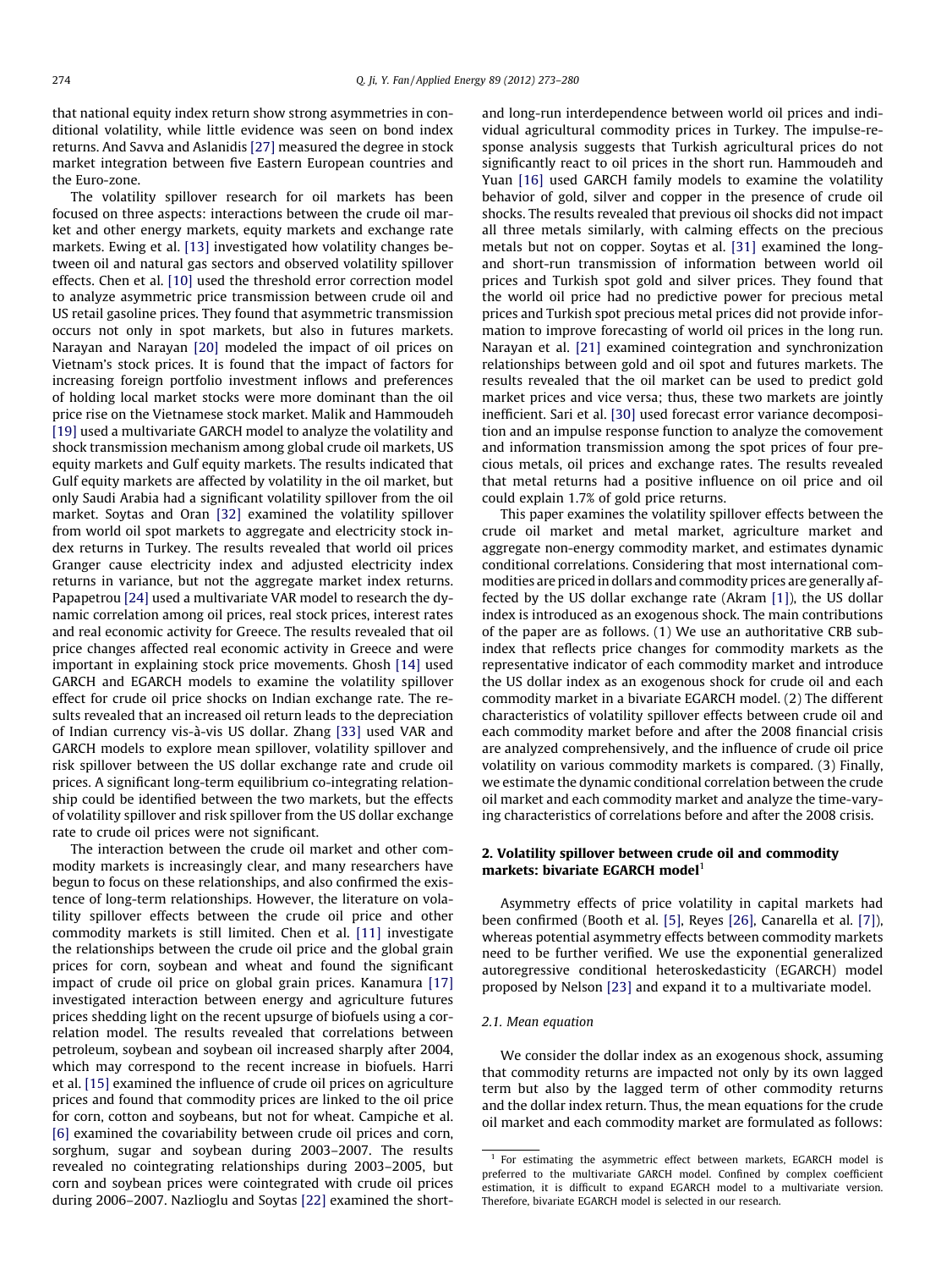that national equity index return show strong asymmetries in conditional volatility, while little evidence was seen on bond index returns. And Savva and Aslanidis [27] measured the degree in stock market integration between five Eastern European countries and the Euro-zone.

The volatility spillover research for oil markets has been focused on three aspects: interactions between the crude oil market and other energy markets, equity markets and exchange rate markets. Ewing et al. [13] investigated how volatility changes between oil and natural gas sectors and observed volatility spillover effects. Chen et al. [10] used the threshold error correction model to analyze asymmetric price transmission between crude oil and US retail gasoline prices. They found that asymmetric transmission occurs not only in spot markets, but also in futures markets. Narayan and Narayan [20] modeled the impact of oil prices on Vietnam's stock prices. It is found that the impact of factors for increasing foreign portfolio investment inflows and preferences of holding local market stocks were more dominant than the oil price rise on the Vietnamese stock market. Malik and Hammoudeh [19] used a multivariate GARCH model to analyze the volatility and shock transmission mechanism among global crude oil markets, US equity markets and Gulf equity markets. The results indicated that Gulf equity markets are affected by volatility in the oil market, but only Saudi Arabia had a significant volatility spillover from the oil market. Soytas and Oran [32] examined the volatility spillover from world oil spot markets to aggregate and electricity stock index returns in Turkey. The results revealed that world oil prices Granger cause electricity index and adjusted electricity index returns in variance, but not the aggregate market index returns. Papapetrou [24] used a multivariate VAR model to research the dynamic correlation among oil prices, real stock prices, interest rates and real economic activity for Greece. The results revealed that oil price changes affected real economic activity in Greece and were important in explaining stock price movements. Ghosh [14] used GARCH and EGARCH models to examine the volatility spillover effect for crude oil price shocks on Indian exchange rate. The results revealed that an increased oil return leads to the depreciation of Indian currency vis-à-vis US dollar. Zhang [33] used VAR and GARCH models to explore mean spillover, volatility spillover and risk spillover between the US dollar exchange rate and crude oil prices. A significant long-term equilibrium co-integrating relationship could be identified between the two markets, but the effects of volatility spillover and risk spillover from the US dollar exchange rate to crude oil prices were not significant.

The interaction between the crude oil market and other commodity markets is increasingly clear, and many researchers have begun to focus on these relationships, and also confirmed the existence of long-term relationships. However, the literature on volatility spillover effects between the crude oil price and other commodity markets is still limited. Chen et al. [11] investigate the relationships between the crude oil price and the global grain prices for corn, soybean and wheat and found the significant impact of crude oil price on global grain prices. Kanamura [17] investigated interaction between energy and agriculture futures prices shedding light on the recent upsurge of biofuels using a correlation model. The results revealed that correlations between petroleum, soybean and soybean oil increased sharply after 2004, which may correspond to the recent increase in biofuels. Harri et al. [15] examined the influence of crude oil prices on agriculture prices and found that commodity prices are linked to the oil price for corn, cotton and soybeans, but not for wheat. Campiche et al. [6] examined the covariability between crude oil prices and corn, sorghum, sugar and soybean during 2003–2007. The results revealed no cointegrating relationships during 2003–2005, but corn and soybean prices were cointegrated with crude oil prices during 2006–2007. Nazlioglu and Soytas [22] examined the short- and long-run interdependence between world oil prices and individual agricultural commodity prices in Turkey. The impulse-response analysis suggests that Turkish agricultural prices do not significantly react to oil prices in the short run. Hammoudeh and Yuan [16] used GARCH family models to examine the volatility behavior of gold, silver and copper in the presence of crude oil shocks. The results revealed that previous oil shocks did not impact all three metals similarly, with calming effects on the precious metals but not on copper. Soytas et al. [31] examined the long- and short-run transmission of information between world oil prices and Turkish spot gold and silver prices. They found that the world oil price had no predictive power for precious metal prices and Turkish spot precious metal prices did not provide information to improve forecasting of world oil prices in the long run. Narayan et al. [21] examined cointegration and synchronization relationships between gold and oil spot and futures markets. The results revealed that the oil market can be used to predict gold market prices and vice versa; thus, these two markets are jointly inefficient. Sari et al. [30] used forecast error variance decomposition and an impulse response function to analyze the comovement and information transmission among the spot prices of four precious metals, oil prices and exchange rates. The results revealed that metal returns had a positive influence on oil price and oil could explain 1.7% of gold price returns.

This paper examines the volatility spillover effects between the crude oil market and metal market, agriculture market and aggregate non-energy commodity market, and estimates dynamic conditional correlations. Considering that most international commodities are priced in dollars and commodity prices are generally affected by the US dollar exchange rate (Akram [1]), the US dollar index is introduced as an exogenous shock. The main contributions of the paper are as follows. (1) We use an authoritative CRB sub-index that reflects price changes for commodity markets as the representative indicator of each commodity market and introduce the US dollar index as an exogenous shock for crude oil and each commodity market in a bivariate EGARCH model. (2) The different characteristics of volatility spillover effects between crude oil and each commodity market before and after the 2008 financial crisis are analyzed comprehensively, and the influence of crude oil price volatility on various commodity markets is compared. (3) Finally, we estimate the dynamic conditional correlation between the crude oil market and each commodity market and analyze the time-varying characteristics of correlations before and after the 2008 crisis.

## 2. Volatility spillover between crude oil and commodity markets: bivariate EGARCH model[1]

Asymmetry effects of price volatility in capital markets had been confirmed (Booth et al. [5], Reyes [26], Canarella et al. [7]), whereas potential asymmetry effects between commodity markets need to be further verified. We use the exponential generalized autoregressive conditional heteroskedasticity (EGARCH) model proposed by Nelson [23] and expand it to a multivariate model.

### 2.1. Mean equation

We consider the dollar index as an exogenous shock, assuming that commodity returns are impacted not only by its own lagged term but also by the lagged term of other commodity returns and the dollar index return. Thus, the mean equations for the crude oil market and each commodity market are formulated as follows:

[1] For estimating the asymmetric effect between markets, EGARCH model is preferred to the multivariate GARCH model. Confined by complex coefficient estimation, it is difficult to expand EGARCH model to a multivariate version. Therefore, bivariate EGARCH model is selected in our research.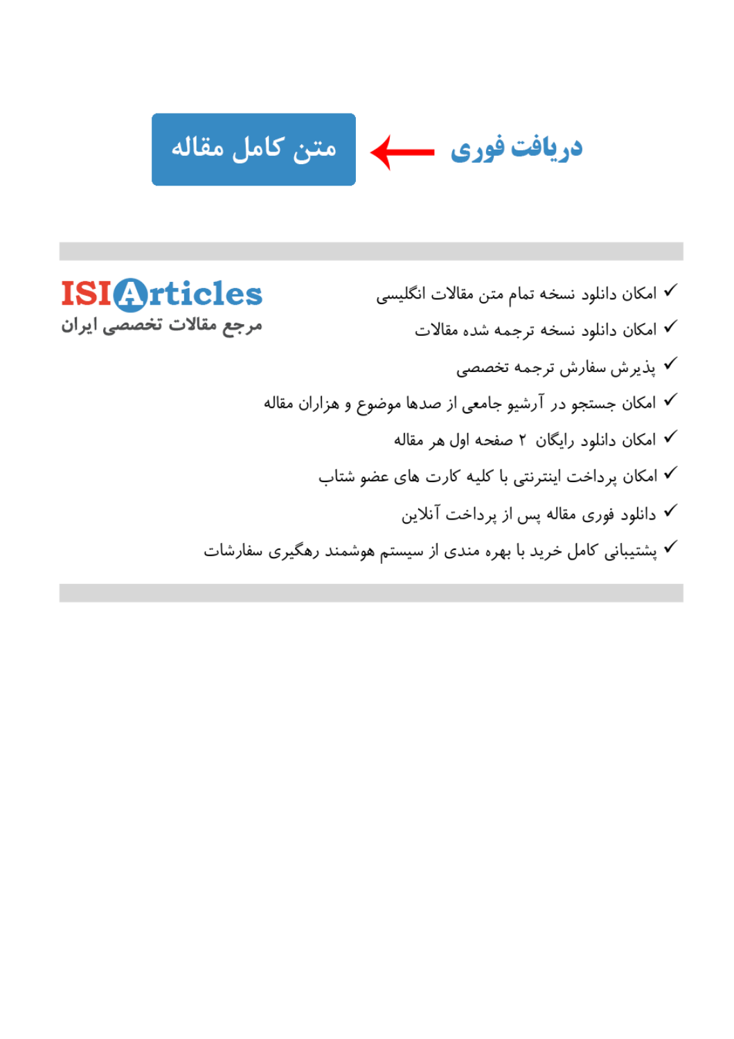دریافت فوری ← متن کامل مقاله

**ISIArticles**
مرجع مقالات تخصصی ایران

- ✓ امکان دانلود نسخه تمام متن مقالات انگلیسی
- ✓ امکان دانلود نسخه ترجمه شده مقالات
- ✓ پذیرش سفارش ترجمه تخصصی
- ✓ امکان جستجو در آرشیو جامعی از صدها موضوع و هزاران مقاله
- ✓ امکان دانلود رایگان ۲ صفحه اول هر مقاله
- ✓ امکان پرداخت اینترنتی با کلیه کارت های عضو شتاب
- ✓ دانلود فوری مقاله پس از پرداخت آنلاین
- ✓ پشتیبانی کامل خرید با بهره مندی از سیستم هوشمند رهگیری سفارشات